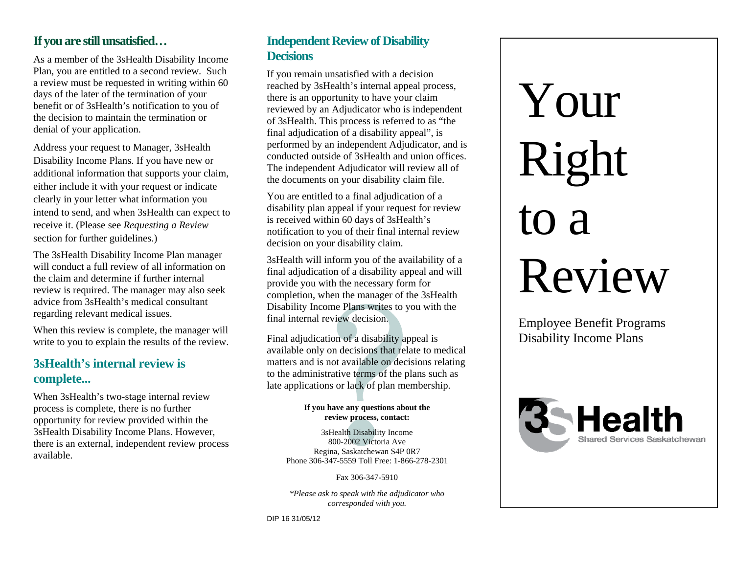## If you are still unsatisfied…

As a member of the 3sHealth Disability Income Plan, you are entitled to a second review. Such a review must be requested in writing within 60 days of the later of the termination of your benefit or of 3sHealth's notification to you of the decision to maintain the termination or denial of your application.

Address your request to Manager, 3sHealth Disability Income Plans. If you have new or additional information that supports your claim, either include it with your request or indicate clearly in your letter what information you intend to send, and when 3sHealth can expect to receive it. (Please see *Requesting a Review* section for further guidelines.)

The 3sHealth Disability Income Plan manager will conduct a full review of all information on the claim and determine if further internal review is required. The manager may also seek advice from 3sHealth's medical consultant regarding relevant medical issues.

When this review is complete, the manager will write to you to explain the results of the review.

## 3sHealth's internal review is complete...

When 3sHealth's two-stage internal review process is complete, there is no further opportunity for review provided within the 3sHealth Disability Income Plans. However, there is an external, independent review process available.

## Independent Review of Disability Decisions

If you remain unsatisfied with a decision reached by 3sHealth's internal appeal process, there is an opportunity to have your claim reviewed by an Adjudicator who is independent of 3sHealth. This process is referred to as "the final adjudication of a disability appeal", is performed by an independent Adjudicator, and is conducted outside of 3sHealth and union offices. The independent Adjudicator will review all of the documents on your disability claim file.

You are entitled to a final adjudication of a disability plan appeal if your request for review is received within 60 days of 3sHealth's notification to you of their final internal review decision on your disability claim.

3sHealth will inform you of the availability of a final adjudication of a disability appeal and will provide you with the necessary form for completion, when the manager of the 3sHealth Disability Income Plans writes to you with the final internal review decision.

Final adjudication of a disability appeal is available only on decisions that relate to medical matters and is not available on decisions relating to the administrative terms of the plans such as late applications or lack of plan membership.

**If you have any questions about the review process, contact:**

3sHealth Disability Income
800-2002 Victoria Ave
Regina, Saskatchewan S4P 0R7
Phone 306-347-5559 Toll Free: 1-866-278-2301

Fax 306-347-5910

*\*Please ask to speak with the adjudicator who corresponded with you.*

DIP 16 31/05/12

# Your Right to a Review

Employee Benefit Programs
Disability Income Plans

3sHealth
Shared Services Saskatchewan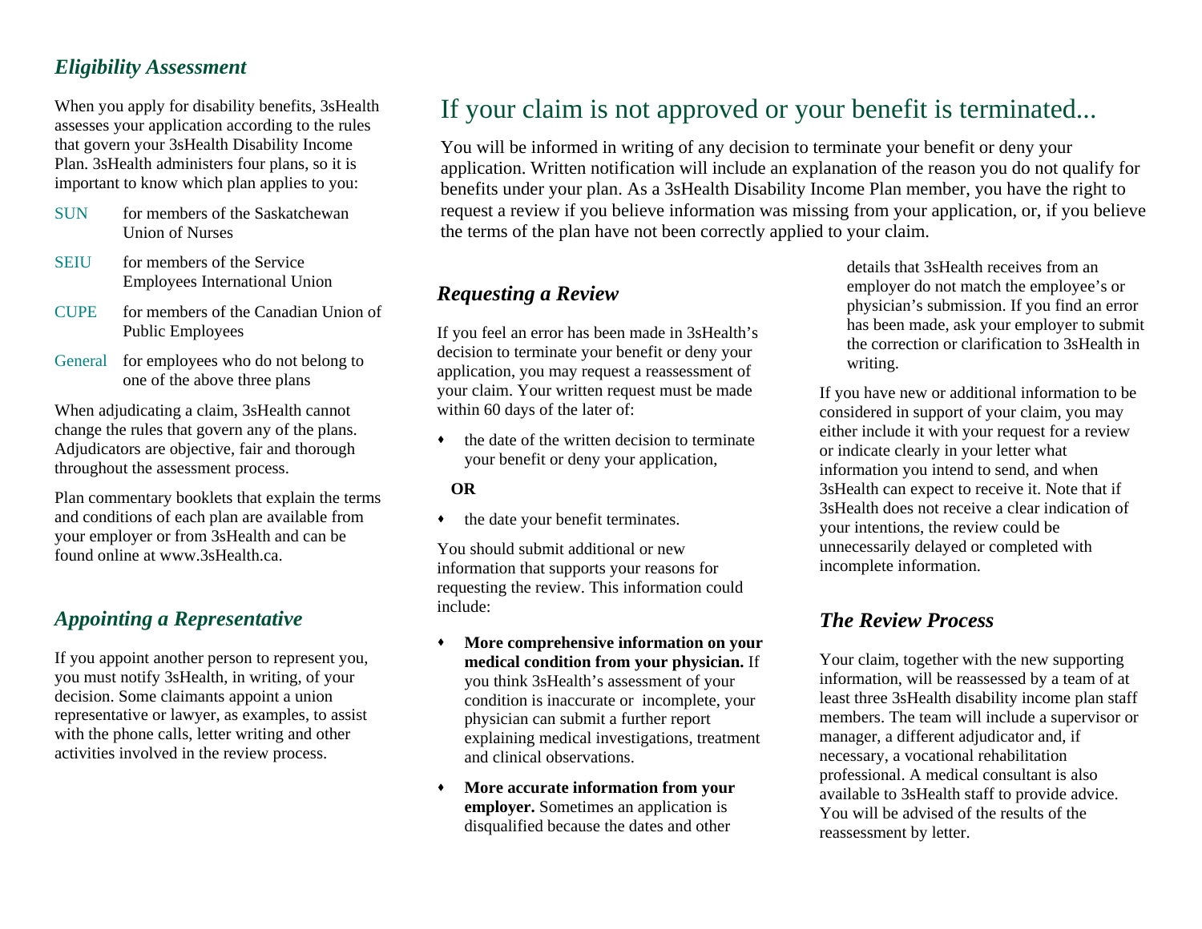### *Eligibility Assessment*

When you apply for disability benefits, 3sHealth assesses your application according to the rules that govern your 3sHealth Disability Income Plan. 3sHealth administers four plans, so it is important to know which plan applies to you:

- SUN — for members of the Saskatchewan Union of Nurses
- SEIU — for members of the Service Employees International Union
- CUPE — for members of the Canadian Union of Public Employees
- General — for employees who do not belong to one of the above three plans

When adjudicating a claim, 3sHealth cannot change the rules that govern any of the plans. Adjudicators are objective, fair and thorough throughout the assessment process.

Plan commentary booklets that explain the terms and conditions of each plan are available from your employer or from 3sHealth and can be found online at www.3sHealth.ca.

### *Appointing a Representative*

If you appoint another person to represent you, you must notify 3sHealth, in writing, of your decision. Some claimants appoint a union representative or lawyer, as examples, to assist with the phone calls, letter writing and other activities involved in the review process.

## If your claim is not approved or your benefit is terminated...

You will be informed in writing of any decision to terminate your benefit or deny your application. Written notification will include an explanation of the reason you do not qualify for benefits under your plan. As a 3sHealth Disability Income Plan member, you have the right to request a review if you believe information was missing from your application, or, if you believe the terms of the plan have not been correctly applied to your claim.

### *Requesting a Review*

If you feel an error has been made in 3sHealth's decision to terminate your benefit or deny your application, you may request a reassessment of your claim. Your written request must be made within 60 days of the later of:

- the date of the written decision to terminate your benefit or deny your application,

**OR**

- the date your benefit terminates.

You should submit additional or new information that supports your reasons for requesting the review. This information could include:

- **More comprehensive information on your medical condition from your physician.** If you think 3sHealth's assessment of your condition is inaccurate or incomplete, your physician can submit a further report explaining medical investigations, treatment and clinical observations.
- **More accurate information from your employer.** Sometimes an application is disqualified because the dates and other details that 3sHealth receives from an employer do not match the employee's or physician's submission. If you find an error has been made, ask your employer to submit the correction or clarification to 3sHealth in writing.

If you have new or additional information to be considered in support of your claim, you may either include it with your request for a review or indicate clearly in your letter what information you intend to send, and when 3sHealth can expect to receive it. Note that if 3sHealth does not receive a clear indication of your intentions, the review could be unnecessarily delayed or completed with incomplete information.

### *The Review Process*

Your claim, together with the new supporting information, will be reassessed by a team of at least three 3sHealth disability income plan staff members. The team will include a supervisor or manager, a different adjudicator and, if necessary, a vocational rehabilitation professional. A medical consultant is also available to 3sHealth staff to provide advice. You will be advised of the results of the reassessment by letter.